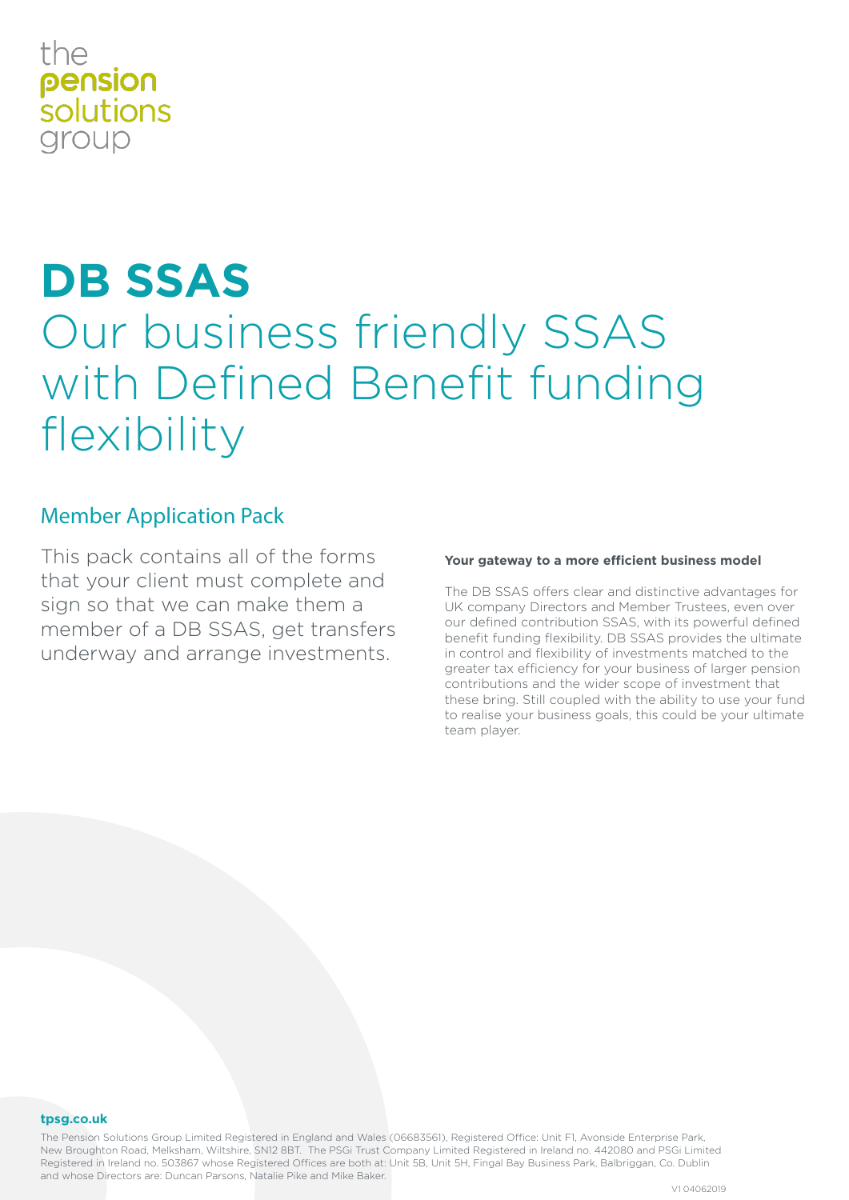the
**pension**
solutions
group

# DB SSAS

## Our business friendly SSAS with Defined Benefit funding flexibility

### Member Application Pack

This pack contains all of the forms that your client must complete and sign so that we can make them a member of a DB SSAS, get transfers underway and arrange investments.

**Your gateway to a more efficient business model**

The DB SSAS offers clear and distinctive advantages for UK company Directors and Member Trustees, even over our defined contribution SSAS, with its powerful defined benefit funding flexibility. DB SSAS provides the ultimate in control and flexibility of investments matched to the greater tax efficiency for your business of larger pension contributions and the wider scope of investment that these bring. Still coupled with the ability to use your fund to realise your business goals, this could be your ultimate team player.

**tpsg.co.uk**

The Pension Solutions Group Limited Registered in England and Wales (06683561), Registered Office: Unit F1, Avonside Enterprise Park, New Broughton Road, Melksham, Wiltshire, SN12 8BT. The PSGi Trust Company Limited Registered in Ireland no. 442080 and PSGi Limited Registered in Ireland no. 503867 whose Registered Offices are both at: Unit 5B, Unit 5H, Fingal Bay Business Park, Balbriggan, Co. Dublin and whose Directors are: Duncan Parsons, Natalie Pike and Mike Baker.

V1 04062019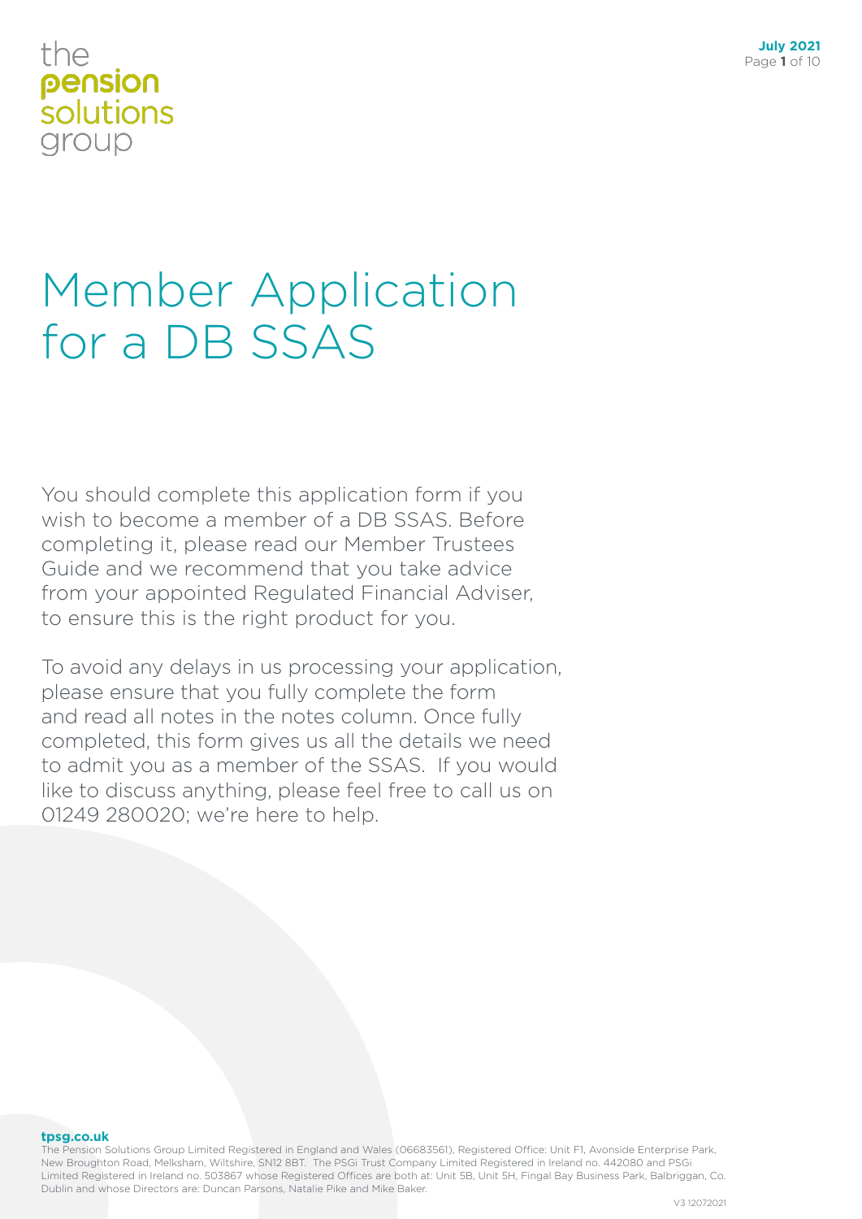the
**pension**
solutions
group

# Member Application for a DB SSAS

You should complete this application form if you wish to become a member of a DB SSAS. Before completing it, please read our Member Trustees Guide and we recommend that you take advice from your appointed Regulated Financial Adviser, to ensure this is the right product for you.

To avoid any delays in us processing your application, please ensure that you fully complete the form and read all notes in the notes column. Once fully completed, this form gives us all the details we need to admit you as a member of the SSAS. If you would like to discuss anything, please feel free to call us on 01249 280020; we're here to help.

**tpsg.co.uk**

The Pension Solutions Group Limited Registered in England and Wales (06683561), Registered Office: Unit F1, Avonside Enterprise Park, New Broughton Road, Melksham, Wiltshire, SN12 8BT. The PSGi Trust Company Limited Registered in Ireland no. 442080 and PSGi Limited Registered in Ireland no. 503867 whose Registered Offices are both at: Unit 5B, Unit 5H, Fingal Bay Business Park, Balbriggan, Co. Dublin and whose Directors are: Duncan Parsons, Natalie Pike and Mike Baker.

V3 12072021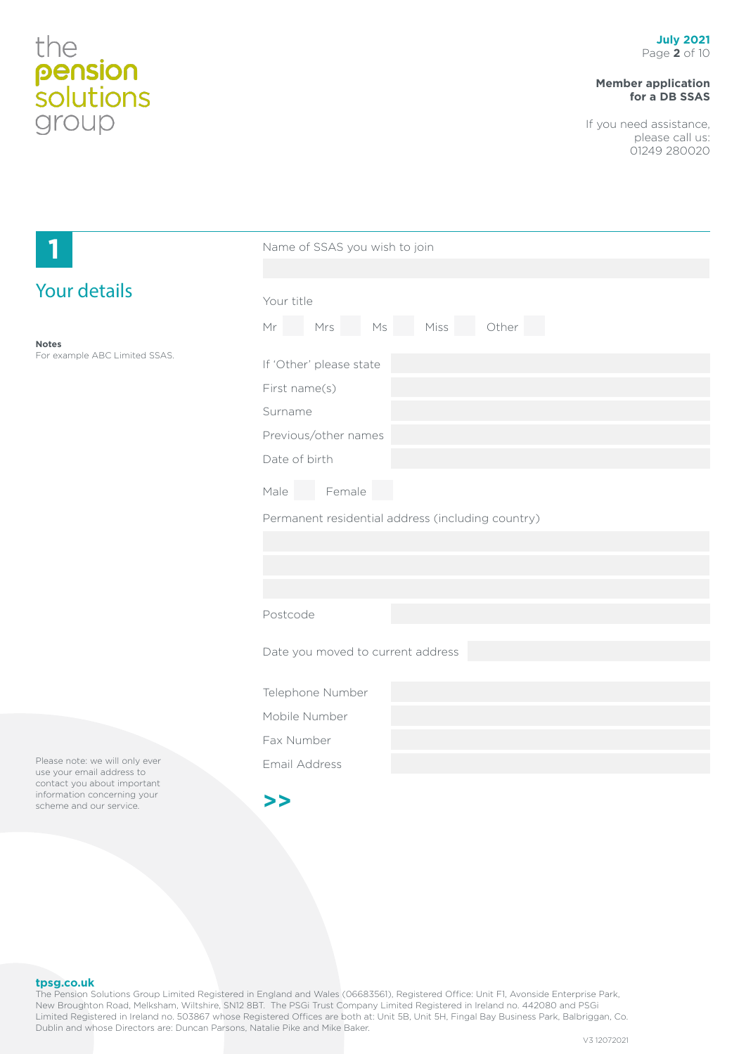**Member application for a DB SSAS**

If you need assistance, please call us: 01249 280020

## 1 Your details

**Notes**
For example ABC Limited SSAS.

Name of SSAS you wish to join

Your title

Mr ☐ Mrs ☐ Ms ☐ Miss ☐ Other ☐

If 'Other' please state

First name(s)

Surname

Previous/other names

Date of birth

Male ☐ Female ☐

Permanent residential address (including country)

Postcode

Date you moved to current address

Telephone Number

Mobile Number

Fax Number

Email Address

Please note: we will only ever use your email address to contact you about important information concerning your scheme and our service.

>>

**tpsg.co.uk**
The Pension Solutions Group Limited Registered in England and Wales (06683561), Registered Office: Unit F1, Avonside Enterprise Park, New Broughton Road, Melksham, Wiltshire, SN12 8BT. The PSGi Trust Company Limited Registered in Ireland no. 442080 and PSGi Limited Registered in Ireland no. 503867 whose Registered Offices are both at: Unit 5B, Unit 5H, Fingal Bay Business Park, Balbriggan, Co. Dublin and whose Directors are: Duncan Parsons, Natalie Pike and Mike Baker.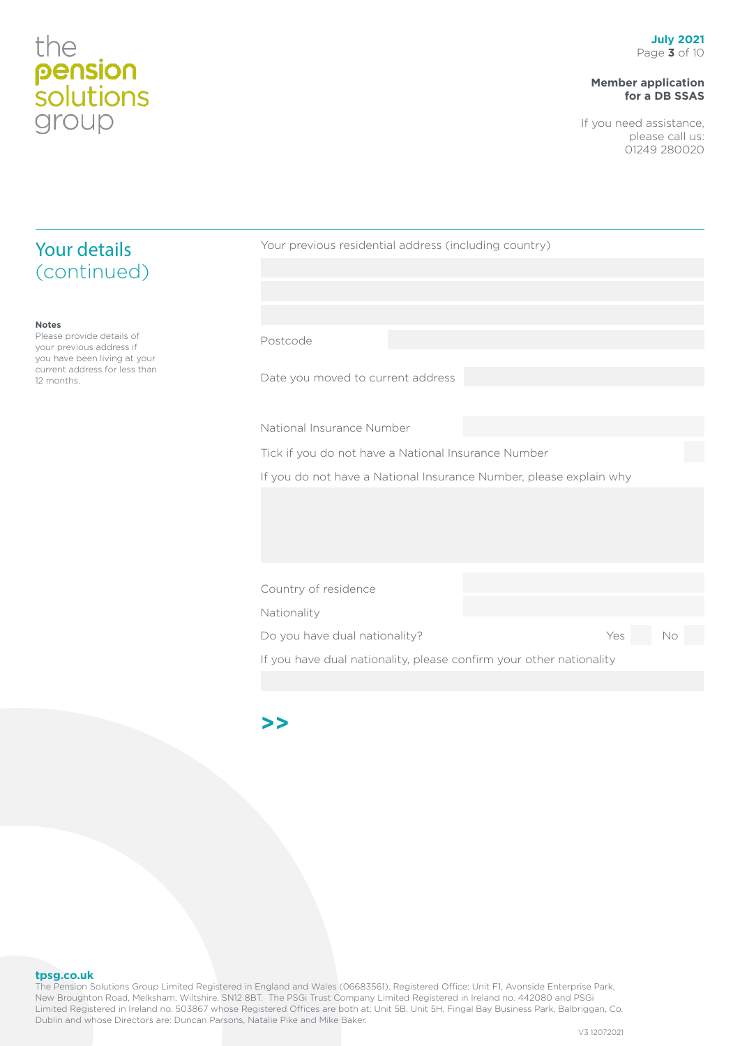## Your details (continued)

**Notes**

Please provide details of your previous address if you have been living at your current address for less than 12 months.

Your previous residential address (including country)

Postcode

Date you moved to current address

National Insurance Number

Tick if you do not have a National Insurance Number

If you do not have a National Insurance Number, please explain why

Country of residence

Nationality

Do you have dual nationality? Yes No

If you have dual nationality, please confirm your other nationality

>>

**tpsg.co.uk**

The Pension Solutions Group Limited Registered in England and Wales (06683561), Registered Office: Unit F1, Avonside Enterprise Park, New Broughton Road, Melksham, Wiltshire, SN12 8BT. The PSGi Trust Company Limited Registered in Ireland no. 442080 and PSGi Limited Registered in Ireland no. 503867 whose Registered Offices are both at: Unit 5B, Unit 5H, Fingal Bay Business Park, Balbriggan, Co. Dublin and whose Directors are: Duncan Parsons, Natalie Pike and Mike Baker.

V3 12072021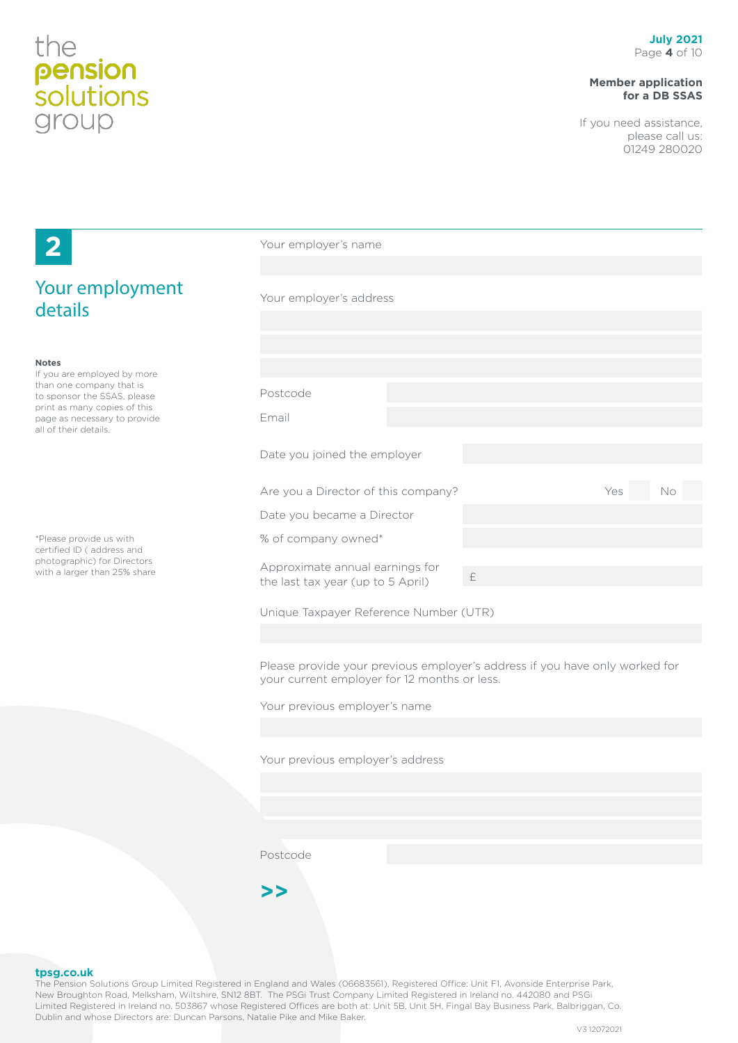## 2

## Your employment details

**Notes**

If you are employed by more than one company that is to sponsor the SSAS, please print as many copies of this page as necessary to provide all of their details.

*Please provide us with certified ID ( address and photographic) for Directors with a larger than 25% share

Your employer's name

Your employer's address

Postcode

Email

Date you joined the employer

Are you a Director of this company? Yes No

Date you became a Director

% of company owned*

Approximate annual earnings for the last tax year (up to 5 April) £

Unique Taxpayer Reference Number (UTR)

Please provide your previous employer's address if you have only worked for your current employer for 12 months or less.

Your previous employer's name

Your previous employer's address

Postcode

>>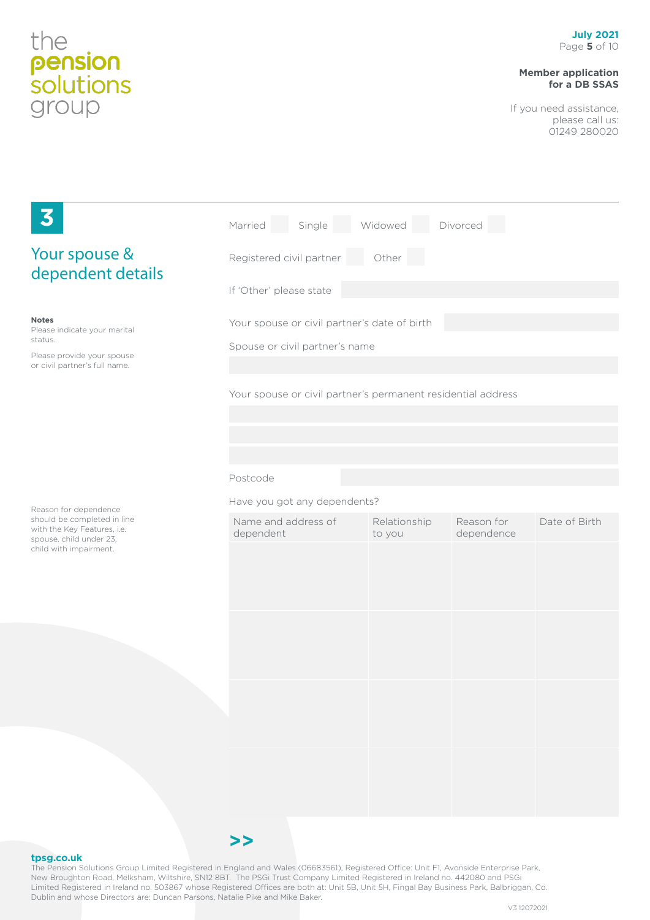## 3 Your spouse & dependent details

**Notes**

Please indicate your marital status.

Please provide your spouse or civil partner's full name.

Married ☐ Single ☐ Widowed ☐ Divorced ☐

Registered civil partner ☐ Other ☐

If 'Other' please state

Your spouse or civil partner's date of birth

Spouse or civil partner's name

Your spouse or civil partner's permanent residential address

Postcode

Reason for dependence should be completed in line with the Key Features, i.e. spouse, child under 23, child with impairment.

Have you got any dependents?

| Name and address of dependent | Relationship to you | Reason for dependence | Date of Birth |
| --- | --- | --- | --- |
| | | | |
| | | | |
| | | | |
| | | | |

>>

**tpsg.co.uk**

The Pension Solutions Group Limited Registered in England and Wales (06683561), Registered Office: Unit F1, Avonside Enterprise Park, New Broughton Road, Melksham, Wiltshire, SN12 8BT. The PSGi Trust Company Limited Registered in Ireland no. 442080 and PSGi Limited Registered in Ireland no. 503867 whose Registered Offices are both at: Unit 5B, Unit 5H, Fingal Bay Business Park, Balbriggan, Co. Dublin and whose Directors are: Duncan Parsons, Natalie Pike and Mike Baker.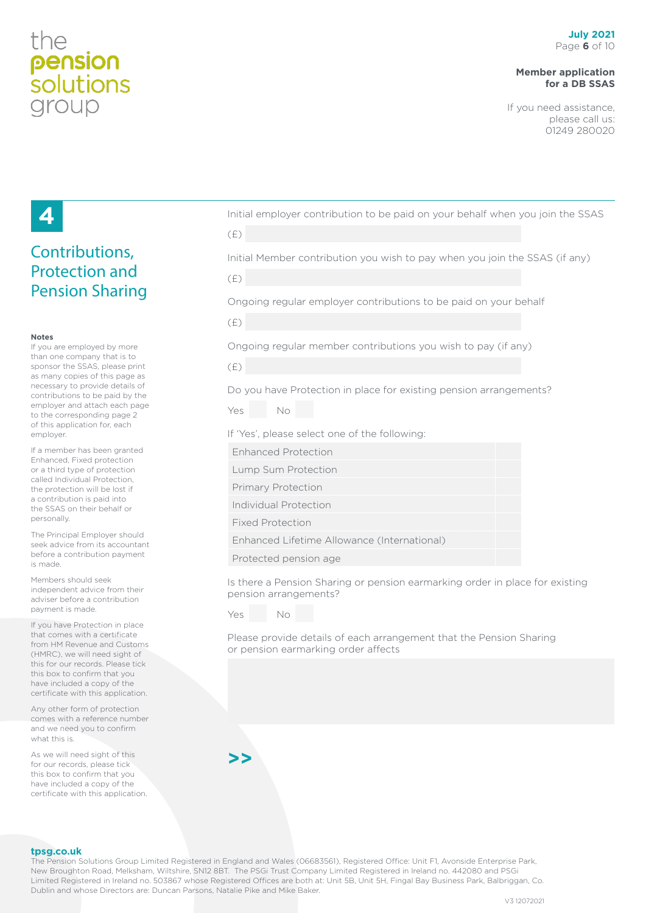# 4

## Contributions, Protection and Pension Sharing

**Notes**

If you are employed by more than one company that is to sponsor the SSAS, please print as many copies of this page as necessary to provide details of contributions to be paid by the employer and attach each page to the corresponding page 2 of this application for, each employer.

If a member has been granted Enhanced, Fixed protection or a third type of protection called Individual Protection, the protection will be lost if a contribution is paid into the SSAS on their behalf or personally.

The Principal Employer should seek advice from its accountant before a contribution payment is made.

Members should seek independent advice from their adviser before a contribution payment is made.

If you have Protection in place that comes with a certificate from HM Revenue and Customs (HMRC), we will need sight of this for our records. Please tick this box to confirm that you have included a copy of the certificate with this application.

Any other form of protection comes with a reference number and we need you to confirm what this is.

As we will need sight of this for our records, please tick this box to confirm that you have included a copy of the certificate with this application.

Initial employer contribution to be paid on your behalf when you join the SSAS

(£)

Initial Member contribution you wish to pay when you join the SSAS (if any)

(£)

Ongoing regular employer contributions to be paid on your behalf

(£)

Ongoing regular member contributions you wish to pay (if any)

(£)

Do you have Protection in place for existing pension arrangements?

Yes ☐ No ☐

If 'Yes', please select one of the following:

| | |
|---|---|
| Enhanced Protection | ☐ |
| Lump Sum Protection | ☐ |
| Primary Protection | ☐ |
| Individual Protection | ☐ |
| Fixed Protection | ☐ |
| Enhanced Lifetime Allowance (International) | ☐ |
| Protected pension age | ☐ |

Is there a Pension Sharing or pension earmarking order in place for existing pension arrangements?

Yes ☐ No ☐

Please provide details of each arrangement that the Pension Sharing or pension earmarking order affects

>>

**tpsg.co.uk**

The Pension Solutions Group Limited Registered in England and Wales (06683561), Registered Office: Unit F1, Avonside Enterprise Park, New Broughton Road, Melksham, Wiltshire, SN12 8BT. The PSGi Trust Company Limited Registered in Ireland no. 442080 and PSGi Limited Registered in Ireland no. 503867 whose Registered Offices are both at: Unit 5B, Unit 5H, Fingal Bay Business Park, Balbriggan, Co. Dublin and whose Directors are: Duncan Parsons, Natalie Pike and Mike Baker.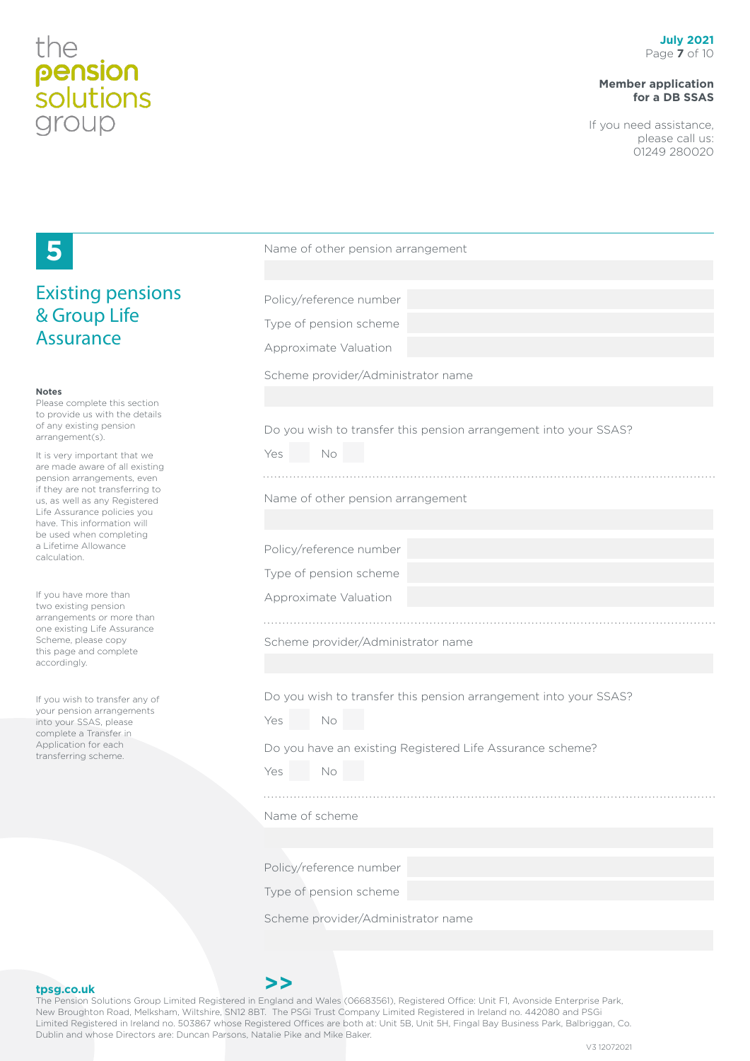# 5

## Existing pensions & Group Life Assurance

**Notes**

Please complete this section to provide us with the details of any existing pension arrangement(s).

It is very important that we are made aware of all existing pension arrangements, even if they are not transferring to us, as well as any Registered Life Assurance policies you have. This information will be used when completing a Lifetime Allowance calculation.

If you have more than two existing pension arrangements or more than one existing Life Assurance Scheme, please copy this page and complete accordingly.

If you wish to transfer any of your pension arrangements into your SSAS, please complete a Transfer in Application for each transferring scheme.

Name of other pension arrangement

Policy/reference number

Type of pension scheme

Approximate Valuation

Scheme provider/Administrator name

Do you wish to transfer this pension arrangement into your SSAS?

Yes No

---

Name of other pension arrangement

Policy/reference number

Type of pension scheme

Approximate Valuation

---

Scheme provider/Administrator name

Do you wish to transfer this pension arrangement into your SSAS?

Yes No

Do you have an existing Registered Life Assurance scheme?

Yes No

---

Name of scheme

Policy/reference number

Type of pension scheme

Scheme provider/Administrator name

>>

tpsg.co.uk

The Pension Solutions Group Limited Registered in England and Wales (06683561), Registered Office: Unit F1, Avonside Enterprise Park, New Broughton Road, Melksham, Wiltshire, SN12 8BT. The PSGi Trust Company Limited Registered in Ireland no. 442080 and PSGi Limited Registered in Ireland no. 503867 whose Registered Offices are both at: Unit 5B, Unit 5H, Fingal Bay Business Park, Balbriggan, Co. Dublin and whose Directors are: Duncan Parsons, Natalie Pike and Mike Baker.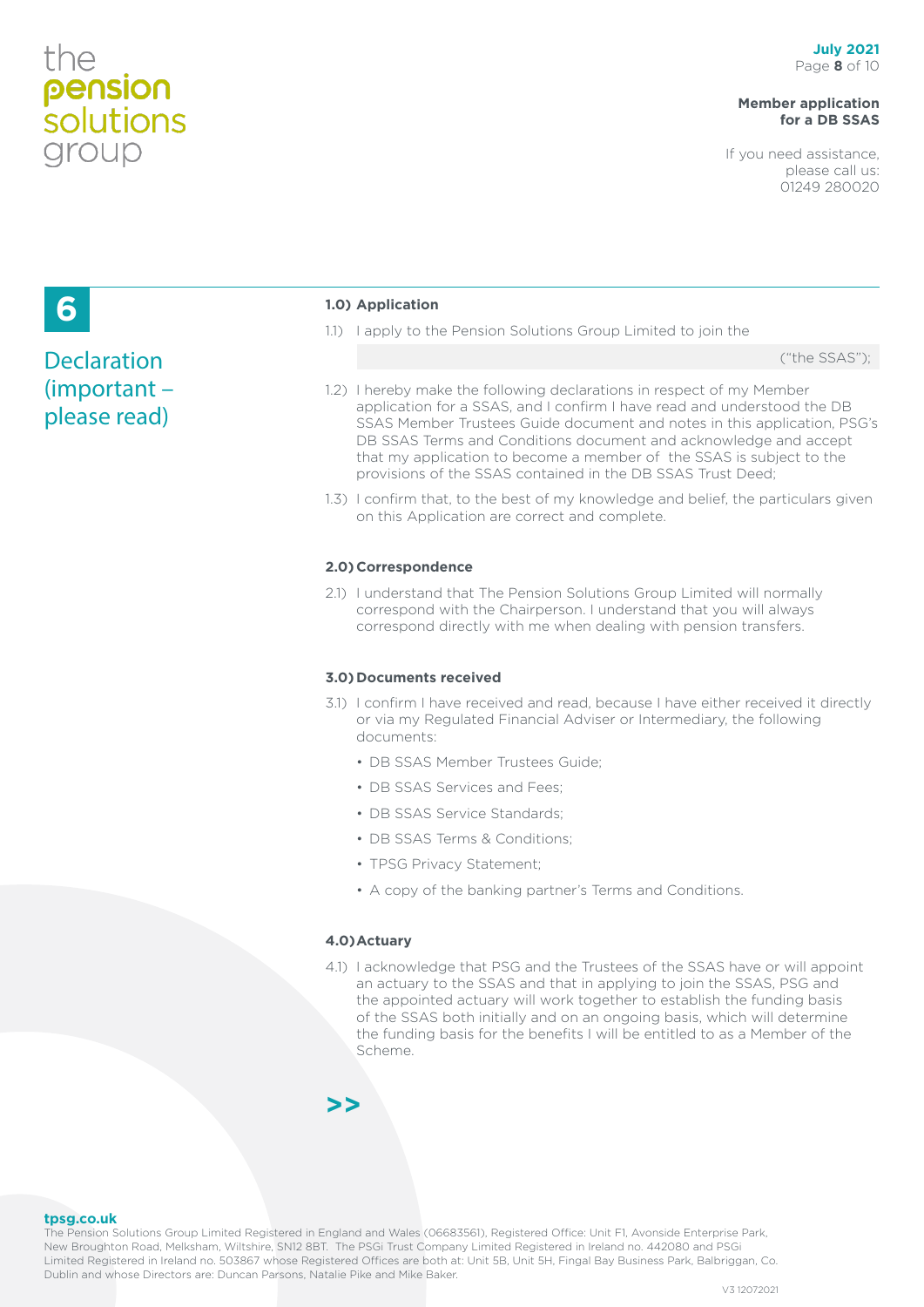## 6

## Declaration (important – please read)

**1.0) Application**

1.1) I apply to the Pension Solutions Group Limited to join the

("the SSAS");

1.2) I hereby make the following declarations in respect of my Member application for a SSAS, and I confirm I have read and understood the DB SSAS Member Trustees Guide document and notes in this application, PSG's DB SSAS Terms and Conditions document and acknowledge and accept that my application to become a member of the SSAS is subject to the provisions of the SSAS contained in the DB SSAS Trust Deed;

1.3) I confirm that, to the best of my knowledge and belief, the particulars given on this Application are correct and complete.

**2.0) Correspondence**

2.1) I understand that The Pension Solutions Group Limited will normally correspond with the Chairperson. I understand that you will always correspond directly with me when dealing with pension transfers.

**3.0) Documents received**

3.1) I confirm I have received and read, because I have either received it directly or via my Regulated Financial Adviser or Intermediary, the following documents:

- DB SSAS Member Trustees Guide;
- DB SSAS Services and Fees;
- DB SSAS Service Standards;
- DB SSAS Terms & Conditions;
- TPSG Privacy Statement;
- A copy of the banking partner's Terms and Conditions.

**4.0) Actuary**

4.1) I acknowledge that PSG and the Trustees of the SSAS have or will appoint an actuary to the SSAS and that in applying to join the SSAS, PSG and the appointed actuary will work together to establish the funding basis of the SSAS both initially and on an ongoing basis, which will determine the funding basis for the benefits I will be entitled to as a Member of the Scheme.

>>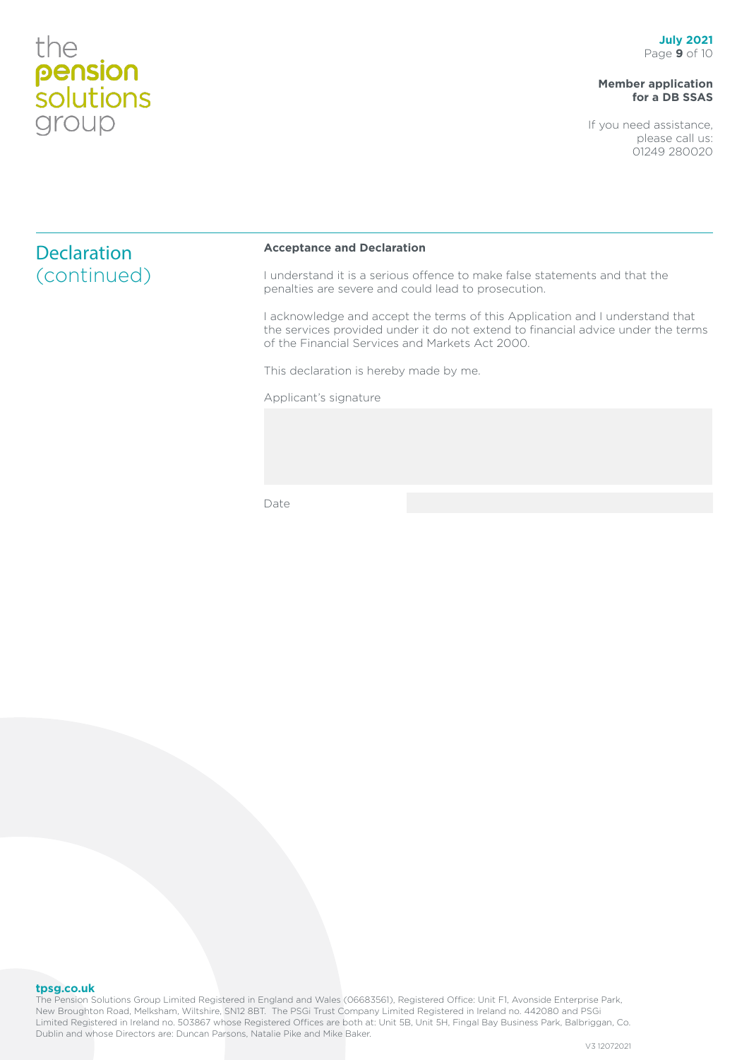## Declaration (continued)

**Acceptance and Declaration**

I understand it is a serious offence to make false statements and that the penalties are severe and could lead to prosecution.

I acknowledge and accept the terms of this Application and I understand that the services provided under it do not extend to financial advice under the terms of the Financial Services and Markets Act 2000.

This declaration is hereby made by me.

Applicant's signature

Date

**tpsg.co.uk**
The Pension Solutions Group Limited Registered in England and Wales (06683561), Registered Office: Unit F1, Avonside Enterprise Park, New Broughton Road, Melksham, Wiltshire, SN12 8BT. The PSGi Trust Company Limited Registered in Ireland no. 442080 and PSGi Limited Registered in Ireland no. 503867 whose Registered Offices are both at: Unit 5B, Unit 5H, Fingal Bay Business Park, Balbriggan, Co. Dublin and whose Directors are: Duncan Parsons, Natalie Pike and Mike Baker.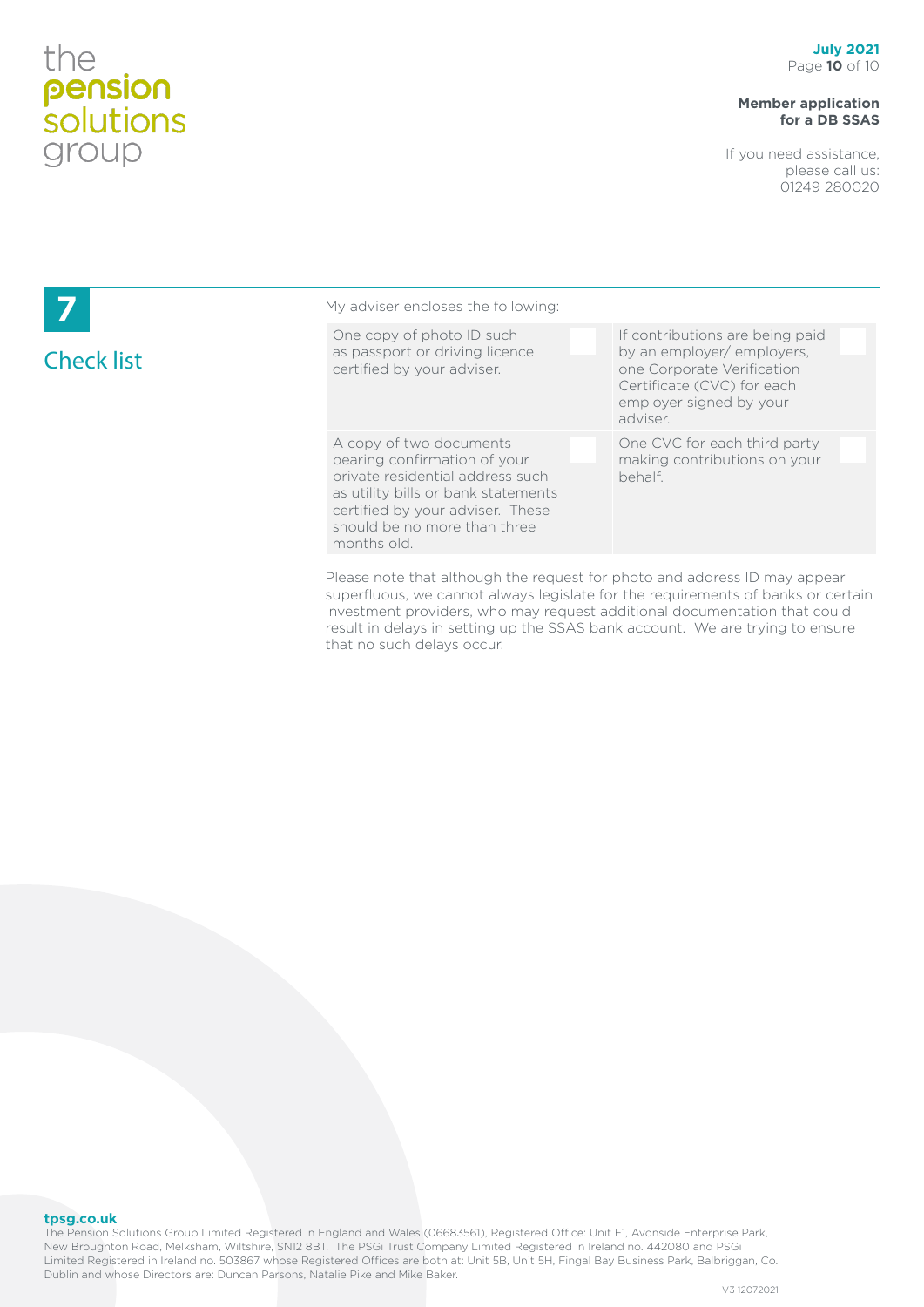## 7 Check list

My adviser encloses the following:

| | | | |
|---|---|---|---|
| One copy of photo ID such as passport or driving licence certified by your adviser. | | If contributions are being paid by an employer/ employers, one Corporate Verification Certificate (CVC) for each employer signed by your adviser. | |
| A copy of two documents bearing confirmation of your private residential address such as utility bills or bank statements certified by your adviser. These should be no more than three months old. | | One CVC for each third party making contributions on your behalf. | |

Please note that although the request for photo and address ID may appear superfluous, we cannot always legislate for the requirements of banks or certain investment providers, who may request additional documentation that could result in delays in setting up the SSAS bank account. We are trying to ensure that no such delays occur.